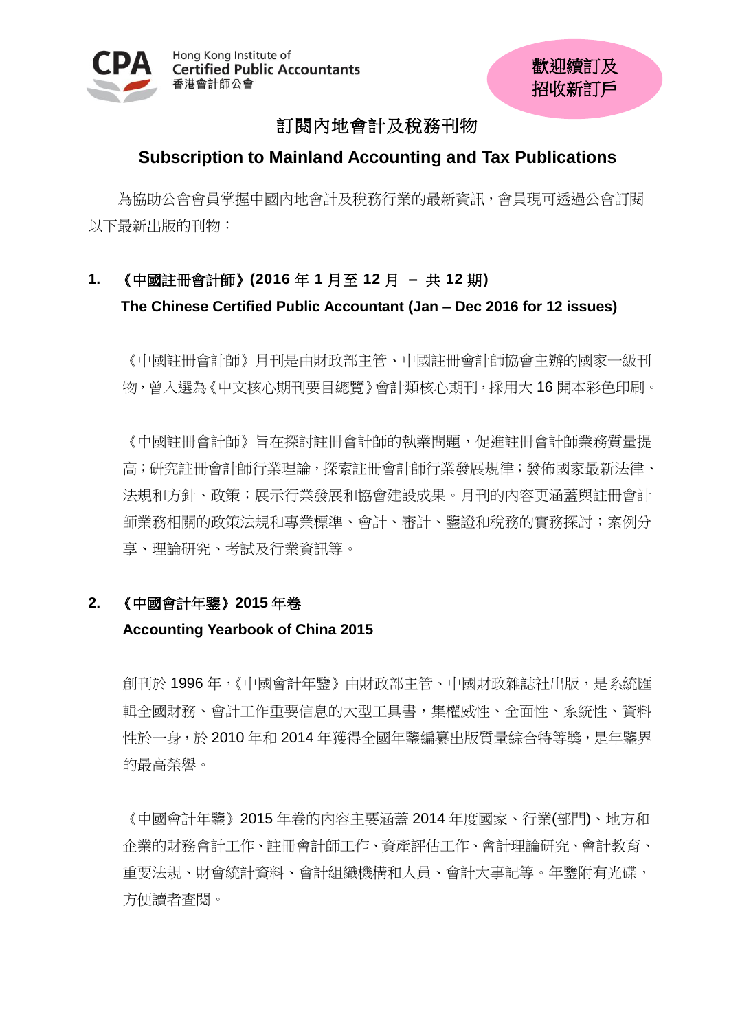Hong Kong Institute of Certified Public Accountants
香港會計師公會

歡迎續訂及招收新訂戶

# 訂閱內地會計及稅務刊物

# Subscription to Mainland Accounting and Tax Publications

為協助公會會員掌握中國內地會計及稅務行業的最新資訊，會員現可透過公會訂閱以下最新出版的刊物：

## 1. 《中國註冊會計師》(2016 年 1 月至 12 月 – 共 12 期)

**The Chinese Certified Public Accountant (Jan – Dec 2016 for 12 issues)**

《中國註冊會計師》月刊是由財政部主管、中國註冊會計師協會主辦的國家一級刊物，曾入選為《中文核心期刊要目總覽》會計類核心期刊，採用大 16 開本彩色印刷。

《中國註冊會計師》旨在探討註冊會計師的執業問題，促進註冊會計師業務質量提高；研究註冊會計師行業理論，探索註冊會計師行業發展規律；發佈國家最新法律、法規和方針、政策；展示行業發展和協會建設成果。月刊的內容更涵蓋與註冊會計師業務相關的政策法規和專業標準、會計、審計、鑒證和稅務的實務探討；案例分享、理論研究、考試及行業資訊等。

## 2. 《中國會計年鑒》2015 年卷

**Accounting Yearbook of China 2015**

創刊於 1996 年，《中國會計年鑒》由財政部主管、中國財政雜誌社出版，是系統匯輯全國財務、會計工作重要信息的大型工具書，集權威性、全面性、系統性、資料性於一身，於 2010 年和 2014 年獲得全國年鑒編纂出版質量綜合特等獎，是年鑒界的最高榮譽。

《中國會計年鑒》2015 年卷的內容主要涵蓋 2014 年度國家、行業(部門)、地方和企業的財務會計工作、註冊會計師工作、資產評估工作、會計理論研究、會計教育、重要法規、財會統計資料、會計組織機構和人員、會計大事記等。年鑒附有光碟，方便讀者查閱。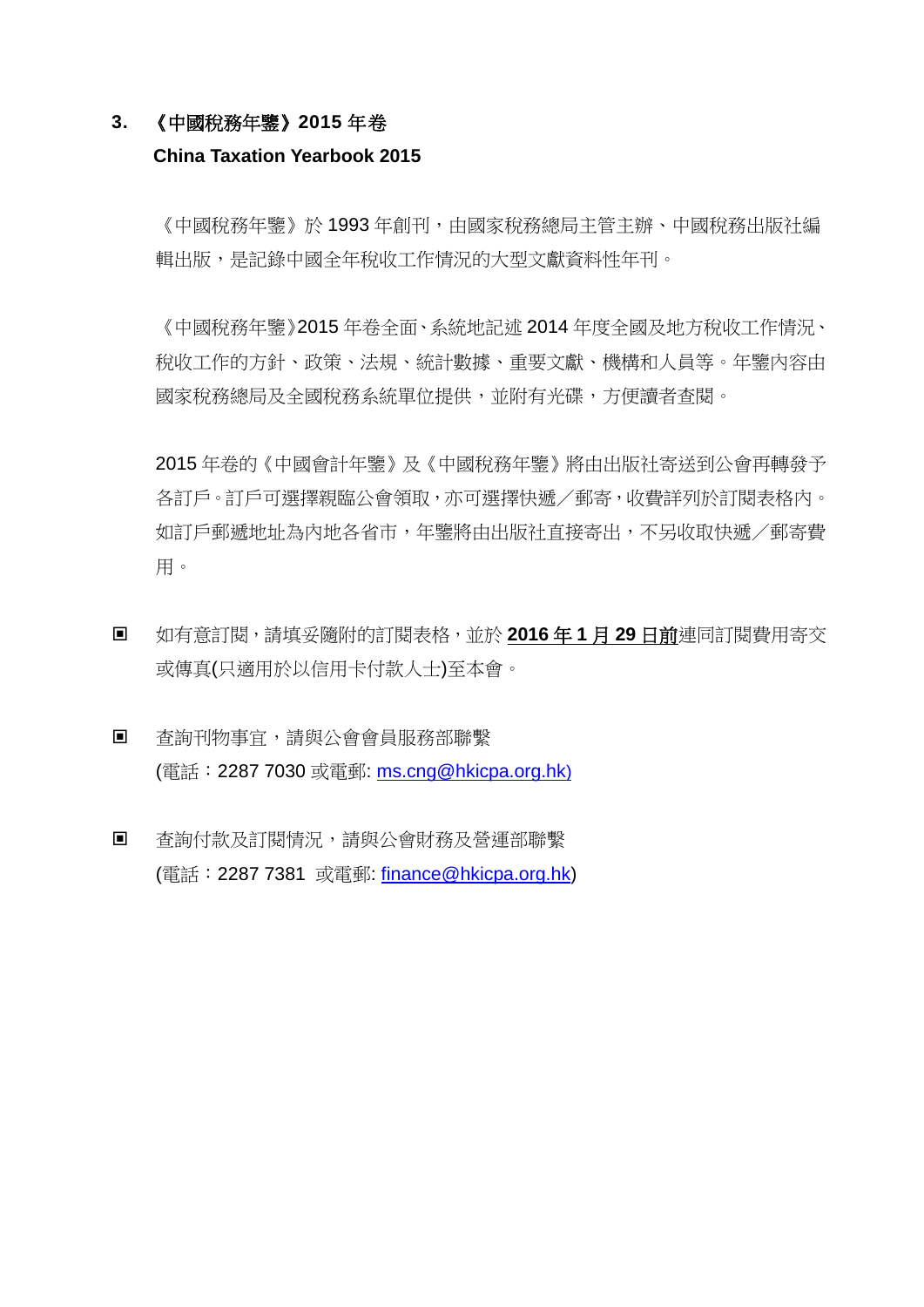### 3. 《中國稅務年鑒》2015 年卷

**China Taxation Yearbook 2015**

《中國稅務年鑒》於 1993 年創刊，由國家稅務總局主管主辦、中國稅務出版社編輯出版，是記錄中國全年稅收工作情況的大型文獻資料性年刊。

《中國稅務年鑒》2015 年卷全面、系統地記述 2014 年度全國及地方稅收工作情況、稅收工作的方針、政策、法規、統計數據、重要文獻、機構和人員等。年鑒內容由國家稅務總局及全國稅務系統單位提供，並附有光碟，方便讀者查閱。

2015 年卷的《中國會計年鑒》及《中國稅務年鑒》將由出版社寄送到公會再轉發予各訂戶。訂戶可選擇親臨公會領取，亦可選擇快遞／郵寄，收費詳列於訂閱表格內。如訂戶郵遞地址為內地各省市，年鑒將由出版社直接寄出，不另收取快遞／郵寄費用。

- 如有意訂閱，請填妥隨附的訂閱表格，並於 **2016 年 1 月 29 日前**連同訂閱費用寄交或傳真(只適用於以信用卡付款人士)至本會。

- 查詢刊物事宜，請與公會會員服務部聯繫
  (電話：2287 7030 或電郵: ms.cng@hkicpa.org.hk)

- 查詢付款及訂閱情況，請與公會財務及營運部聯繫
  (電話：2287 7381 或電郵: finance@hkicpa.org.hk)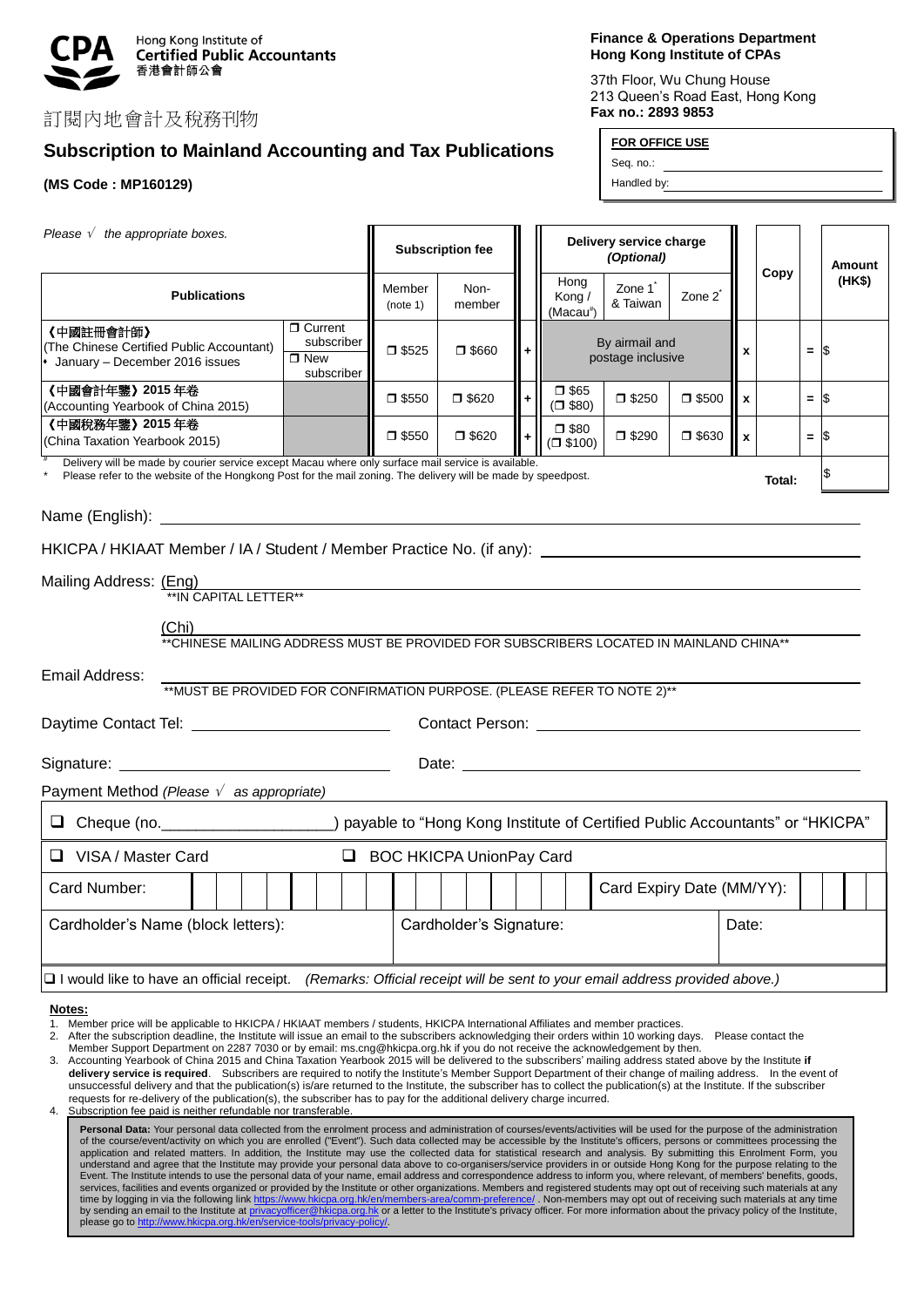Hong Kong Institute of
Certified Public Accountants
香港會計師公會

訂閱內地會計及稅務刊物

# Subscription to Mainland Accounting and Tax Publications

**(MS Code : MP160129)**

**Finance & Operations Department**
**Hong Kong Institute of CPAs**

37th Floor, Wu Chung House
213 Queen's Road East, Hong Kong
**Fax no.: 2893 9853**

**FOR OFFICE USE**
Seq. no.: ____________
Handled by: ____________

*Please √ the appropriate boxes.*

| Publications | | Subscription fee | | | Delivery service charge *(Optional)* | | | | Copy | | Amount (HK$) |
|---|---|---|---|---|---|---|---|---|---|---|---|
| | | Member (note 1) | Non-member | | Hong Kong / (Macau#) | Zone 1* & Taiwan | Zone 2* | | | | |
| **《中國註冊會計師》** (The Chinese Certified Public Accountant) • January – December 2016 issues | ❒ Current subscriber ❒ New subscriber | ❒ $525 | ❒ $660 | + | By airmail and postage inclusive | | | x | | = | $ |
| **《中國會計年鑒》2015 年卷** (Accounting Yearbook of China 2015) | | ❒ $550 | ❒ $620 | + | ❒ $65 (❒ $80) | ❒ $250 | ❒ $500 | x | | = | $ |
| **《中國稅務年鑒》2015 年卷** (China Taxation Yearbook 2015) | | ❒ $550 | ❒ $620 | + | ❒ $80 (❒ $100) | ❒ $290 | ❒ $630 | x | | = | $ |
| | | | | | | | | | **Total:** | | $ |

# Delivery will be made by courier service except Macau where only surface mail service is available.
* Please refer to the website of the Hongkong Post for the mail zoning. The delivery will be made by speedpost.

Name (English): ____________________

HKICPA / HKIAAT Member / IA / Student / Member Practice No. (if any): ____________________

Mailing Address: (Eng) ____________________
**IN CAPITAL LETTER**

(Chi) ____________________
**CHINESE MAILING ADDRESS MUST BE PROVIDED FOR SUBSCRIBERS LOCATED IN MAINLAND CHINA**

Email Address: ____________________
**MUST BE PROVIDED FOR CONFIRMATION PURPOSE. (PLEASE REFER TO NOTE 2)**

Daytime Contact Tel: ____________________ Contact Person: ____________________

Signature: ____________________ Date: ____________________

Payment Method *(Please √ as appropriate)*

❑ Cheque (no.____________________) payable to "Hong Kong Institute of Certified Public Accountants" or "HKICPA"

| | | |
|---|---|---|
| ❑ VISA / Master Card | ❑ BOC HKICPA UnionPay Card | |
| Card Number: | | Card Expiry Date (MM/YY): |
| Cardholder's Name (block letters): | Cardholder's Signature: | Date: |

❑ I would like to have an official receipt. *(Remarks: Official receipt will be sent to your email address provided above.)*

**Notes:**

1. Member price will be applicable to HKICPA / HKIAAT members / students, HKICPA International Affiliates and member practices.
2. After the subscription deadline, the Institute will issue an email to the subscribers acknowledging their orders within 10 working days. Please contact the Member Support Department on 2287 7030 or by email: ms.cng@hkicpa.org.hk if you do not receive the acknowledgement by then.
3. Accounting Yearbook of China 2015 and China Taxation Yearbook 2015 will be delivered to the subscribers' mailing address stated above by the Institute **if delivery service is required**. Subscribers are required to notify the Institute's Member Support Department of their change of mailing address. In the event of unsuccessful delivery and that the publication(s) is/are returned to the Institute, the subscriber has to collect the publication(s) at the Institute. If the subscriber requests for re-delivery of the publication(s), the subscriber has to pay for the additional delivery charge incurred.
4. Subscription fee paid is neither refundable nor transferable.

**Personal Data:** Your personal data collected from the enrolment process and administration of courses/events/activities will be used for the purpose of the administration of the course/event/activity on which you are enrolled ("Event"). Such data collected may be accessible by the Institute's officers, persons or committees processing the application and related matters. In addition, the Institute may use the collected data for statistical research and analysis. By submitting this Enrolment Form, you understand and agree that the Institute may provide your personal data above to co-organisers/service providers in or outside Hong Kong for the purpose relating to the Event. The Institute intends to use the personal data of your name, email address and correspondence address to inform you, where relevant, of members' benefits, goods, services, facilities and events organized or provided by the Institute or other organizations. Members and registered students may opt out of receiving such materials at any time by logging in via the following link https://www.hkicpa.org.hk/en/members-area/comm-preference/ . Non-members may opt out of receiving such materials at any time by sending an email to the Institute at privacyofficer@hkicpa.org.hk or a letter to the Institute's privacy officer. For more information about the privacy policy of the Institute, please go to http://www.hkicpa.org.hk/en/service-tools/privacy-policy/.